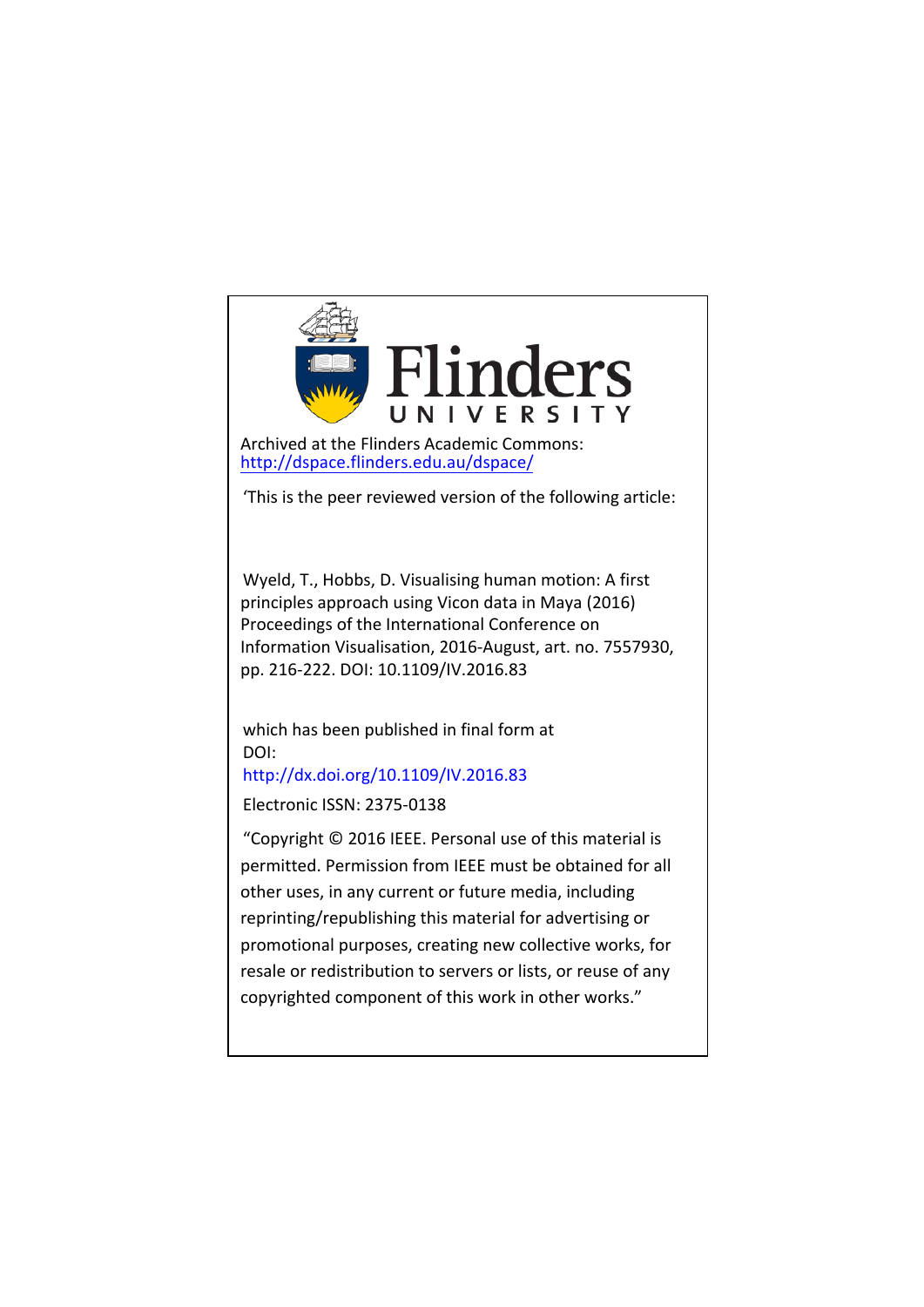Flinders UNIVERSITY

Archived at the Flinders Academic Commons:
[http://dspace.flinders.edu.au/dspace/](http://dspace.flinders.edu.au/dspace/)

'This is the peer reviewed version of the following article:

Wyeld, T., Hobbs, D. Visualising human motion: A first principles approach using Vicon data in Maya (2016) Proceedings of the International Conference on Information Visualisation, 2016-August, art. no. 7557930, pp. 216-222. DOI: 10.1109/IV.2016.83

which has been published in final form at
DOI:
[http://dx.doi.org/10.1109/IV.2016.83](http://dx.doi.org/10.1109/IV.2016.83)

Electronic ISSN: 2375-0138

"Copyright © 2016 IEEE. Personal use of this material is permitted. Permission from IEEE must be obtained for all other uses, in any current or future media, including reprinting/republishing this material for advertising or promotional purposes, creating new collective works, for resale or redistribution to servers or lists, or reuse of any copyrighted component of this work in other works."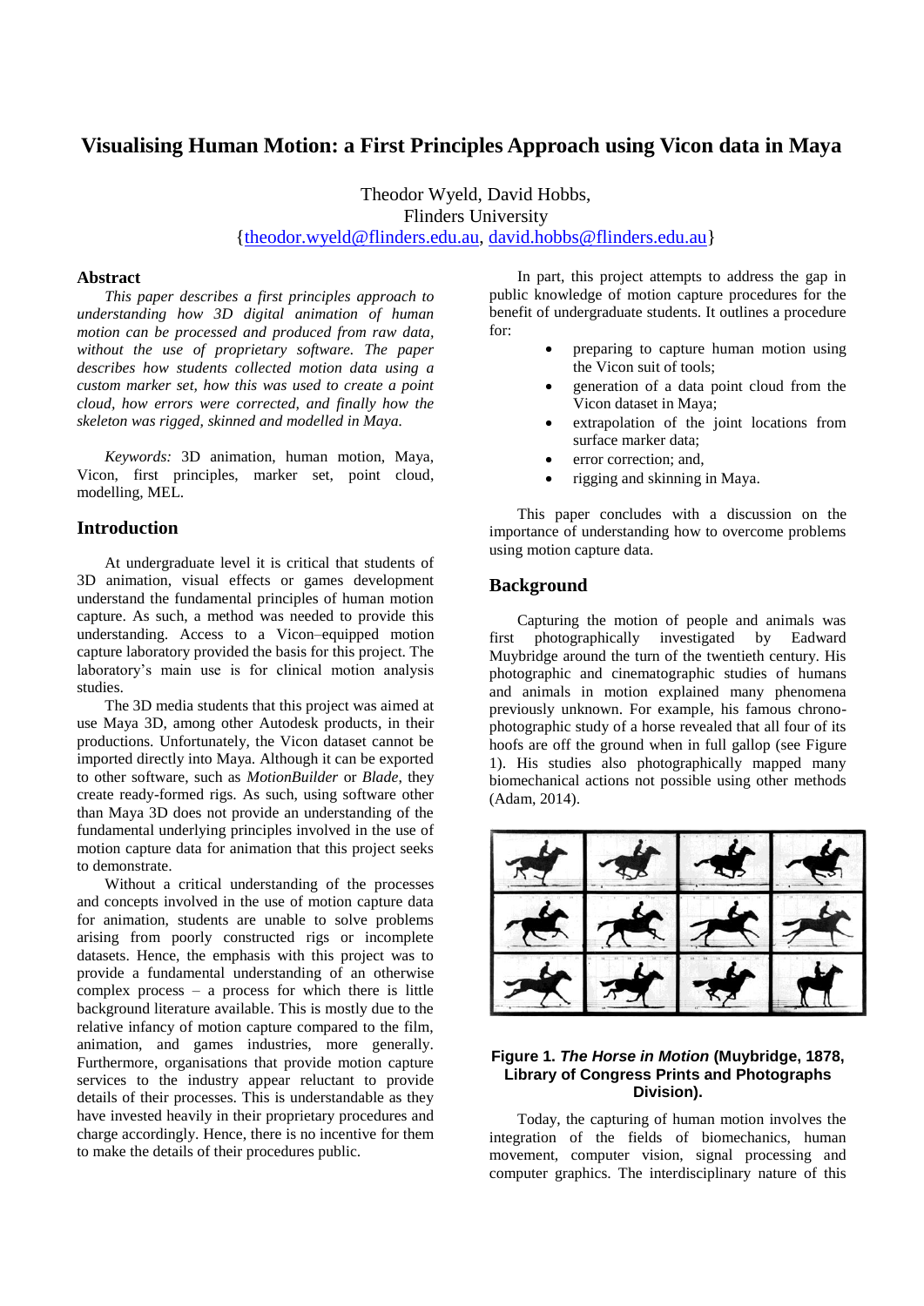# Visualising Human Motion: a First Principles Approach using Vicon data in Maya

Theodor Wyeld, David Hobbs,
Flinders University
{theodor.wyeld@flinders.edu.au, david.hobbs@flinders.edu.au}

## Abstract

*This paper describes a first principles approach to understanding how 3D digital animation of human motion can be processed and produced from raw data, without the use of proprietary software. The paper describes how students collected motion data using a custom marker set, how this was used to create a point cloud, how errors were corrected, and finally how the skeleton was rigged, skinned and modelled in Maya.*

*Keywords:* 3D animation, human motion, Maya, Vicon, first principles, marker set, point cloud, modelling, MEL.

## Introduction

At undergraduate level it is critical that students of 3D animation, visual effects or games development understand the fundamental principles of human motion capture. As such, a method was needed to provide this understanding. Access to a Vicon–equipped motion capture laboratory provided the basis for this project. The laboratory's main use is for clinical motion analysis studies.

The 3D media students that this project was aimed at use Maya 3D, among other Autodesk products, in their productions. Unfortunately, the Vicon dataset cannot be imported directly into Maya. Although it can be exported to other software, such as *MotionBuilder* or *Blade*, they create ready-formed rigs. As such, using software other than Maya 3D does not provide an understanding of the fundamental underlying principles involved in the use of motion capture data for animation that this project seeks to demonstrate.

Without a critical understanding of the processes and concepts involved in the use of motion capture data for animation, students are unable to solve problems arising from poorly constructed rigs or incomplete datasets. Hence, the emphasis with this project was to provide a fundamental understanding of an otherwise complex process – a process for which there is little background literature available. This is mostly due to the relative infancy of motion capture compared to the film, animation, and games industries, more generally. Furthermore, organisations that provide motion capture services to the industry appear reluctant to provide details of their processes. This is understandable as they have invested heavily in their proprietary procedures and charge accordingly. Hence, there is no incentive for them to make the details of their procedures public.

In part, this project attempts to address the gap in public knowledge of motion capture procedures for the benefit of undergraduate students. It outlines a procedure for:

- preparing to capture human motion using the Vicon suit of tools;
- generation of a data point cloud from the Vicon dataset in Maya;
- extrapolation of the joint locations from surface marker data;
- error correction; and,
- rigging and skinning in Maya.

This paper concludes with a discussion on the importance of understanding how to overcome problems using motion capture data.

## Background

Capturing the motion of people and animals was first photographically investigated by Eadward Muybridge around the turn of the twentieth century. His photographic and cinematographic studies of humans and animals in motion explained many phenomena previously unknown. For example, his famous chrono-photographic study of a horse revealed that all four of its hoofs are off the ground when in full gallop (see Figure 1). His studies also photographically mapped many biomechanical actions not possible using other methods (Adam, 2014).

**Figure 1. *The Horse in Motion* (Muybridge, 1878, Library of Congress Prints and Photographs Division).**

Today, the capturing of human motion involves the integration of the fields of biomechanics, human movement, computer vision, signal processing and computer graphics. The interdisciplinary nature of this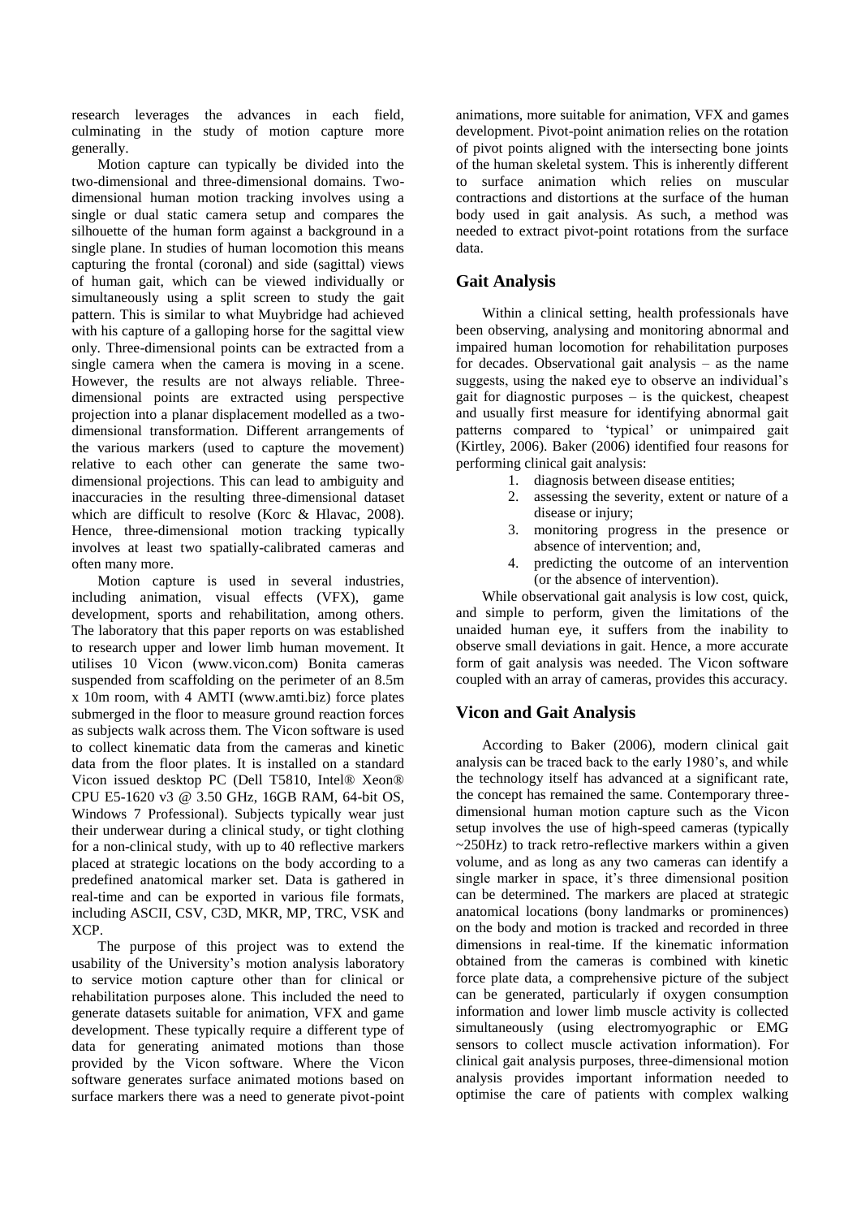research leverages the advances in each field, culminating in the study of motion capture more generally.

Motion capture can typically be divided into the two-dimensional and three-dimensional domains. Two-dimensional human motion tracking involves using a single or dual static camera setup and compares the silhouette of the human form against a background in a single plane. In studies of human locomotion this means capturing the frontal (coronal) and side (sagittal) views of human gait, which can be viewed individually or simultaneously using a split screen to study the gait pattern. This is similar to what Muybridge had achieved with his capture of a galloping horse for the sagittal view only. Three-dimensional points can be extracted from a single camera when the camera is moving in a scene. However, the results are not always reliable. Three-dimensional points are extracted using perspective projection into a planar displacement modelled as a two-dimensional transformation. Different arrangements of the various markers (used to capture the movement) relative to each other can generate the same two-dimensional projections. This can lead to ambiguity and inaccuracies in the resulting three-dimensional dataset which are difficult to resolve (Korc & Hlavac, 2008). Hence, three-dimensional motion tracking typically involves at least two spatially-calibrated cameras and often many more.

Motion capture is used in several industries, including animation, visual effects (VFX), game development, sports and rehabilitation, among others. The laboratory that this paper reports on was established to research upper and lower limb human movement. It utilises 10 Vicon (www.vicon.com) Bonita cameras suspended from scaffolding on the perimeter of an 8.5m x 10m room, with 4 AMTI (www.amti.biz) force plates submerged in the floor to measure ground reaction forces as subjects walk across them. The Vicon software is used to collect kinematic data from the cameras and kinetic data from the floor plates. It is installed on a standard Vicon issued desktop PC (Dell T5810, Intel® Xeon® CPU E5-1620 v3 @ 3.50 GHz, 16GB RAM, 64-bit OS, Windows 7 Professional). Subjects typically wear just their underwear during a clinical study, or tight clothing for a non-clinical study, with up to 40 reflective markers placed at strategic locations on the body according to a predefined anatomical marker set. Data is gathered in real-time and can be exported in various file formats, including ASCII, CSV, C3D, MKR, MP, TRC, VSK and XCP.

The purpose of this project was to extend the usability of the University's motion analysis laboratory to service motion capture other than for clinical or rehabilitation purposes alone. This included the need to generate datasets suitable for animation, VFX and game development. These typically require a different type of data for generating animated motions than those provided by the Vicon software. Where the Vicon software generates surface animated motions based on surface markers there was a need to generate pivot-point animations, more suitable for animation, VFX and games development. Pivot-point animation relies on the rotation of pivot points aligned with the intersecting bone joints of the human skeletal system. This is inherently different to surface animation which relies on muscular contractions and distortions at the surface of the human body used in gait analysis. As such, a method was needed to extract pivot-point rotations from the surface data.

## Gait Analysis

Within a clinical setting, health professionals have been observing, analysing and monitoring abnormal and impaired human locomotion for rehabilitation purposes for decades. Observational gait analysis – as the name suggests, using the naked eye to observe an individual's gait for diagnostic purposes – is the quickest, cheapest and usually first measure for identifying abnormal gait patterns compared to 'typical' or unimpaired gait (Kirtley, 2006). Baker (2006) identified four reasons for performing clinical gait analysis:

1. diagnosis between disease entities;
2. assessing the severity, extent or nature of a disease or injury;
3. monitoring progress in the presence or absence of intervention; and,
4. predicting the outcome of an intervention (or the absence of intervention).

While observational gait analysis is low cost, quick, and simple to perform, given the limitations of the unaided human eye, it suffers from the inability to observe small deviations in gait. Hence, a more accurate form of gait analysis was needed. The Vicon software coupled with an array of cameras, provides this accuracy.

## Vicon and Gait Analysis

According to Baker (2006), modern clinical gait analysis can be traced back to the early 1980's, and while the technology itself has advanced at a significant rate, the concept has remained the same. Contemporary three-dimensional human motion capture such as the Vicon setup involves the use of high-speed cameras (typically ~250Hz) to track retro-reflective markers within a given volume, and as long as any two cameras can identify a single marker in space, it's three dimensional position can be determined. The markers are placed at strategic anatomical locations (bony landmarks or prominences) on the body and motion is tracked and recorded in three dimensions in real-time. If the kinematic information obtained from the cameras is combined with kinetic force plate data, a comprehensive picture of the subject can be generated, particularly if oxygen consumption information and lower limb muscle activity is collected simultaneously (using electromyographic or EMG sensors to collect muscle activation information). For clinical gait analysis purposes, three-dimensional motion analysis provides important information needed to optimise the care of patients with complex walking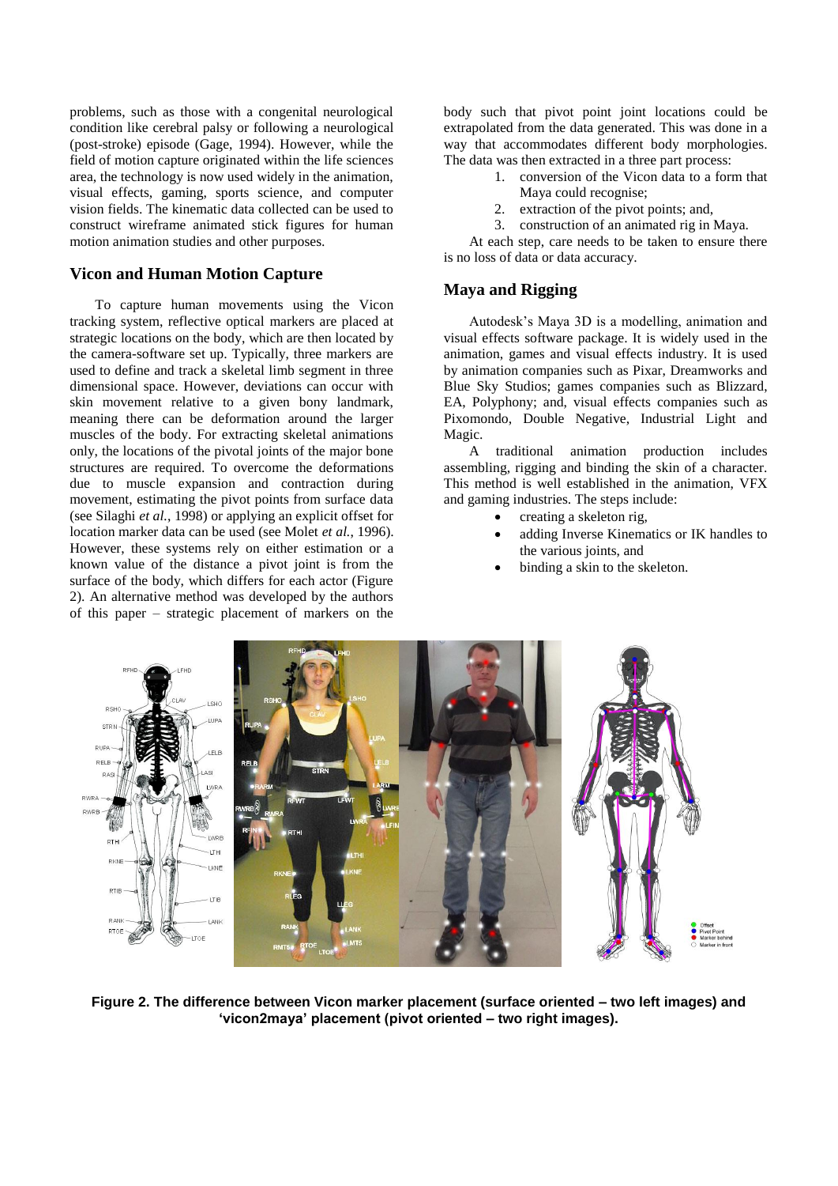problems, such as those with a congenital neurological condition like cerebral palsy or following a neurological (post-stroke) episode (Gage, 1994). However, while the field of motion capture originated within the life sciences area, the technology is now used widely in the animation, visual effects, gaming, sports science, and computer vision fields. The kinematic data collected can be used to construct wireframe animated stick figures for human motion animation studies and other purposes.

## Vicon and Human Motion Capture

To capture human movements using the Vicon tracking system, reflective optical markers are placed at strategic locations on the body, which are then located by the camera-software set up. Typically, three markers are used to define and track a skeletal limb segment in three dimensional space. However, deviations can occur with skin movement relative to a given bony landmark, meaning there can be deformation around the larger muscles of the body. For extracting skeletal animations only, the locations of the pivotal joints of the major bone structures are required. To overcome the deformations due to muscle expansion and contraction during movement, estimating the pivot points from surface data (see Silaghi *et al.*, 1998) or applying an explicit offset for location marker data can be used (see Molet *et al.*, 1996). However, these systems rely on either estimation or a known value of the distance a pivot joint is from the surface of the body, which differs for each actor (Figure 2). An alternative method was developed by the authors of this paper – strategic placement of markers on the body such that pivot point joint locations could be extrapolated from the data generated. This was done in a way that accommodates different body morphologies. The data was then extracted in a three part process:

1. conversion of the Vicon data to a form that Maya could recognise;
2. extraction of the pivot points; and,
3. construction of an animated rig in Maya.

At each step, care needs to be taken to ensure there is no loss of data or data accuracy.

## Maya and Rigging

Autodesk's Maya 3D is a modelling, animation and visual effects software package. It is widely used in the animation, games and visual effects industry. It is used by animation companies such as Pixar, Dreamworks and Blue Sky Studios; games companies such as Blizzard, EA, Polyphony; and, visual effects companies such as Pixomondo, Double Negative, Industrial Light and Magic.

A traditional animation production includes assembling, rigging and binding the skin of a character. This method is well established in the animation, VFX and gaming industries. The steps include:

- creating a skeleton rig,
- adding Inverse Kinematics or IK handles to the various joints, and
- binding a skin to the skeleton.

**Figure 2. The difference between Vicon marker placement (surface oriented – two left images) and 'vicon2maya' placement (pivot oriented – two right images).**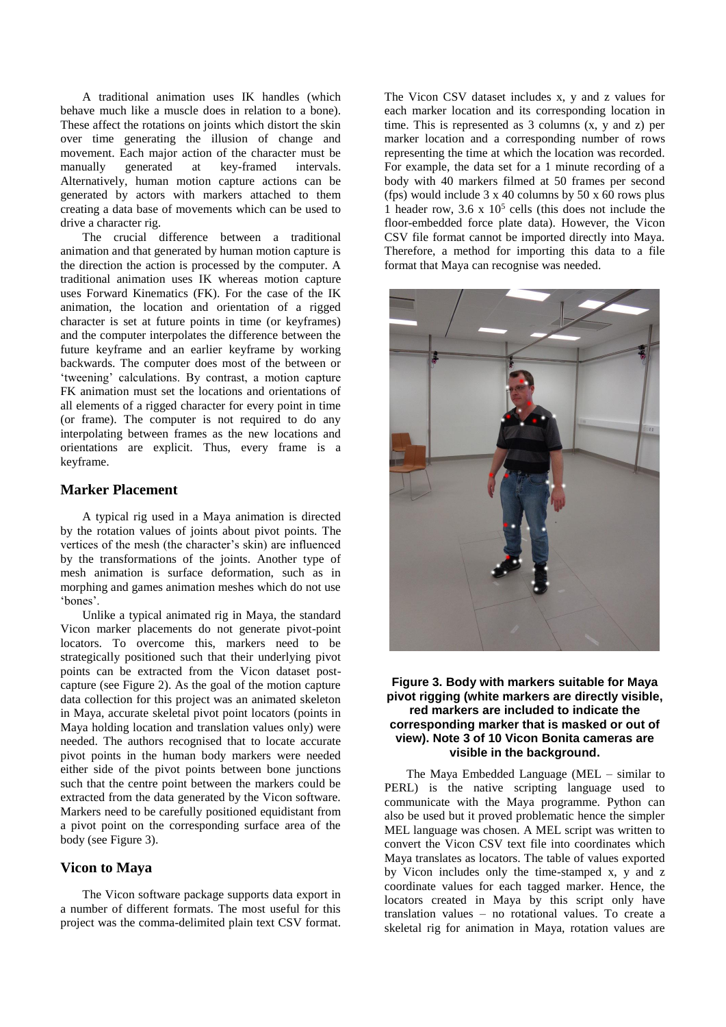A traditional animation uses IK handles (which behave much like a muscle does in relation to a bone). These affect the rotations on joints which distort the skin over time generating the illusion of change and movement. Each major action of the character must be manually generated at key-framed intervals. Alternatively, human motion capture actions can be generated by actors with markers attached to them creating a data base of movements which can be used to drive a character rig.

The crucial difference between a traditional animation and that generated by human motion capture is the direction the action is processed by the computer. A traditional animation uses IK whereas motion capture uses Forward Kinematics (FK). For the case of the IK animation, the location and orientation of a rigged character is set at future points in time (or keyframes) and the computer interpolates the difference between the future keyframe and an earlier keyframe by working backwards. The computer does most of the between or 'tweening' calculations. By contrast, a motion capture FK animation must set the locations and orientations of all elements of a rigged character for every point in time (or frame). The computer is not required to do any interpolating between frames as the new locations and orientations are explicit. Thus, every frame is a keyframe.

## Marker Placement

A typical rig used in a Maya animation is directed by the rotation values of joints about pivot points. The vertices of the mesh (the character's skin) are influenced by the transformations of the joints. Another type of mesh animation is surface deformation, such as in morphing and games animation meshes which do not use 'bones'.

Unlike a typical animated rig in Maya, the standard Vicon marker placements do not generate pivot-point locators. To overcome this, markers need to be strategically positioned such that their underlying pivot points can be extracted from the Vicon dataset post-capture (see Figure 2). As the goal of the motion capture data collection for this project was an animated skeleton in Maya, accurate skeletal pivot point locators (points in Maya holding location and translation values only) were needed. The authors recognised that to locate accurate pivot points in the human body markers were needed either side of the pivot points between bone junctions such that the centre point between the markers could be extracted from the data generated by the Vicon software. Markers need to be carefully positioned equidistant from a pivot point on the corresponding surface area of the body (see Figure 3).

## Vicon to Maya

The Vicon software package supports data export in a number of different formats. The most useful for this project was the comma-delimited plain text CSV format. The Vicon CSV dataset includes x, y and z values for each marker location and its corresponding location in time. This is represented as 3 columns (x, y and z) per marker location and a corresponding number of rows representing the time at which the location was recorded. For example, the data set for a 1 minute recording of a body with 40 markers filmed at 50 frames per second (fps) would include 3 x 40 columns by 50 x 60 rows plus 1 header row, $3.6 \times 10^5$ cells (this does not include the floor-embedded force plate data). However, the Vicon CSV file format cannot be imported directly into Maya. Therefore, a method for importing this data to a file format that Maya can recognise was needed.

**Figure 3. Body with markers suitable for Maya pivot rigging (white markers are directly visible, red markers are included to indicate the corresponding marker that is masked or out of view). Note 3 of 10 Vicon Bonita cameras are visible in the background.**

The Maya Embedded Language (MEL – similar to PERL) is the native scripting language used to communicate with the Maya programme. Python can also be used but it proved problematic hence the simpler MEL language was chosen. A MEL script was written to convert the Vicon CSV text file into coordinates which Maya translates as locators. The table of values exported by Vicon includes only the time-stamped x, y and z coordinate values for each tagged marker. Hence, the locators created in Maya by this script only have translation values – no rotational values. To create a skeletal rig for animation in Maya, rotation values are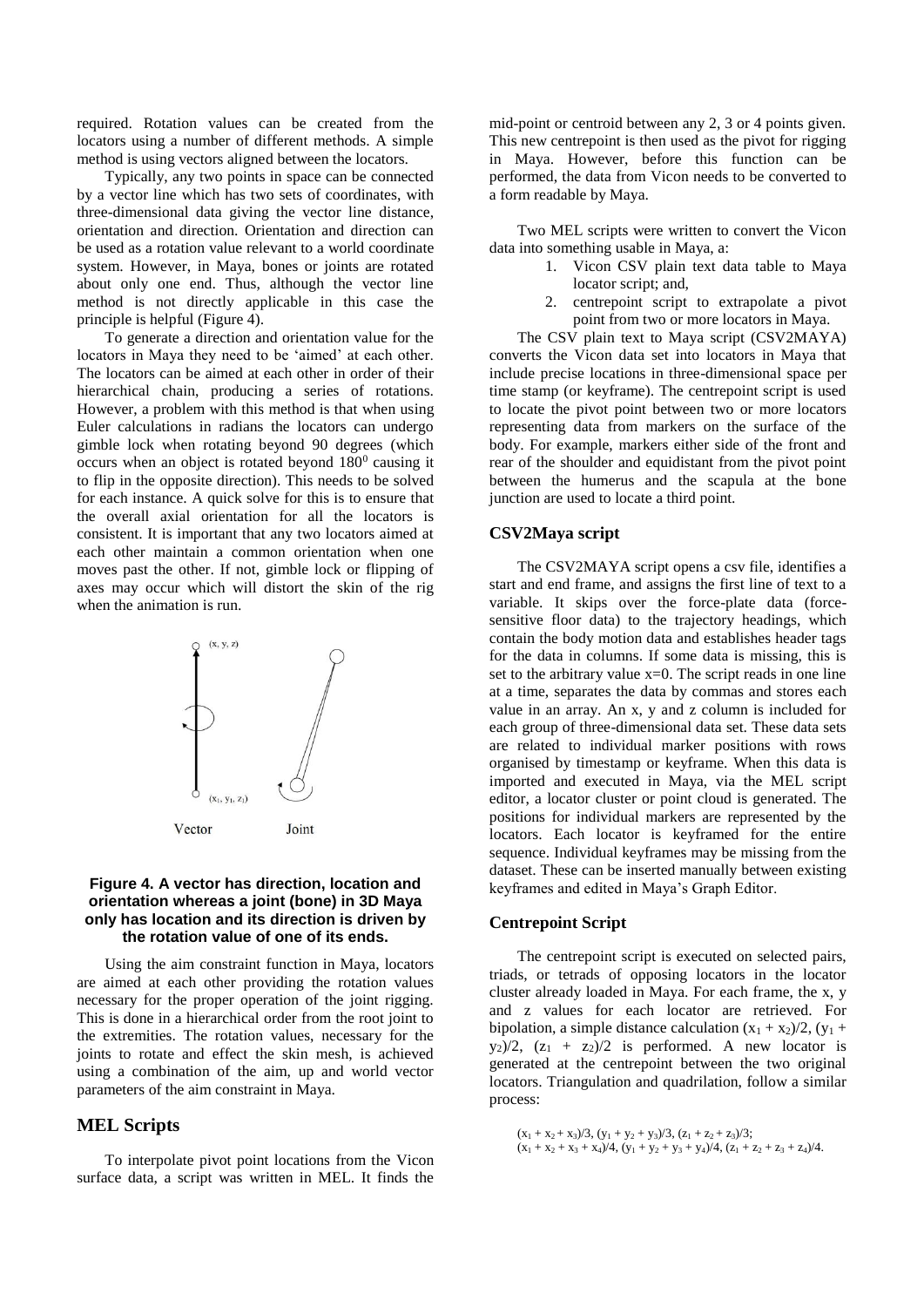required. Rotation values can be created from the locators using a number of different methods. A simple method is using vectors aligned between the locators.

Typically, any two points in space can be connected by a vector line which has two sets of coordinates, with three-dimensional data giving the vector line distance, orientation and direction. Orientation and direction can be used as a rotation value relevant to a world coordinate system. However, in Maya, bones or joints are rotated about only one end. Thus, although the vector line method is not directly applicable in this case the principle is helpful (Figure 4).

To generate a direction and orientation value for the locators in Maya they need to be 'aimed' at each other. The locators can be aimed at each other in order of their hierarchical chain, producing a series of rotations. However, a problem with this method is that when using Euler calculations in radians the locators can undergo gimble lock when rotating beyond 90 degrees (which occurs when an object is rotated beyond $180^0$ causing it to flip in the opposite direction). This needs to be solved for each instance. A quick solve for this is to ensure that the overall axial orientation for all the locators is consistent. It is important that any two locators aimed at each other maintain a common orientation when one moves past the other. If not, gimble lock or flipping of axes may occur which will distort the skin of the rig when the animation is run.

**Figure 4. A vector has direction, location and orientation whereas a joint (bone) in 3D Maya only has location and its direction is driven by the rotation value of one of its ends.**

Using the aim constraint function in Maya, locators are aimed at each other providing the rotation values necessary for the proper operation of the joint rigging. This is done in a hierarchical order from the root joint to the extremities. The rotation values, necessary for the joints to rotate and effect the skin mesh, is achieved using a combination of the aim, up and world vector parameters of the aim constraint in Maya.

## MEL Scripts

To interpolate pivot point locations from the Vicon surface data, a script was written in MEL. It finds the mid-point or centroid between any 2, 3 or 4 points given. This new centrepoint is then used as the pivot for rigging in Maya. However, before this function can be performed, the data from Vicon needs to be converted to a form readable by Maya.

Two MEL scripts were written to convert the Vicon data into something usable in Maya, a:

1. Vicon CSV plain text data table to Maya locator script; and,
2. centrepoint script to extrapolate a pivot point from two or more locators in Maya.

The CSV plain text to Maya script (CSV2MAYA) converts the Vicon data set into locators in Maya that include precise locations in three-dimensional space per time stamp (or keyframe). The centrepoint script is used to locate the pivot point between two or more locators representing data from markers on the surface of the body. For example, markers either side of the front and rear of the shoulder and equidistant from the pivot point between the humerus and the scapula at the bone junction are used to locate a third point.

### CSV2Maya script

The CSV2MAYA script opens a csv file, identifies a start and end frame, and assigns the first line of text to a variable. It skips over the force-plate data (force-sensitive floor data) to the trajectory headings, which contain the body motion data and establishes header tags for the data in columns. If some data is missing, this is set to the arbitrary value x=0. The script reads in one line at a time, separates the data by commas and stores each value in an array. An x, y and z column is included for each group of three-dimensional data set. These data sets are related to individual marker positions with rows organised by timestamp or keyframe. When this data is imported and executed in Maya, via the MEL script editor, a locator cluster or point cloud is generated. The positions for individual markers are represented by the locators. Each locator is keyframed for the entire sequence. Individual keyframes may be missing from the dataset. These can be inserted manually between existing keyframes and edited in Maya's Graph Editor.

### Centrepoint Script

The centrepoint script is executed on selected pairs, triads, or tetrads of opposing locators in the locator cluster already loaded in Maya. For each frame, the x, y and z values for each locator are retrieved. For bipolation, a simple distance calculation $(x_1 + x_2)/2$, $(y_1 + y_2)/2$, $(z_1 + z_2)/2$ is performed. A new locator is generated at the centrepoint between the two original locators. Triangulation and quadrilation, follow a similar process:

$$(x_1 + x_2 + x_3)/3,\ (y_1 + y_2 + y_3)/3,\ (z_1 + z_2 + z_3)/3;$$
$$(x_1 + x_2 + x_3 + x_4)/4,\ (y_1 + y_2 + y_3 + y_4)/4,\ (z_1 + z_2 + z_3 + z_4)/4.$$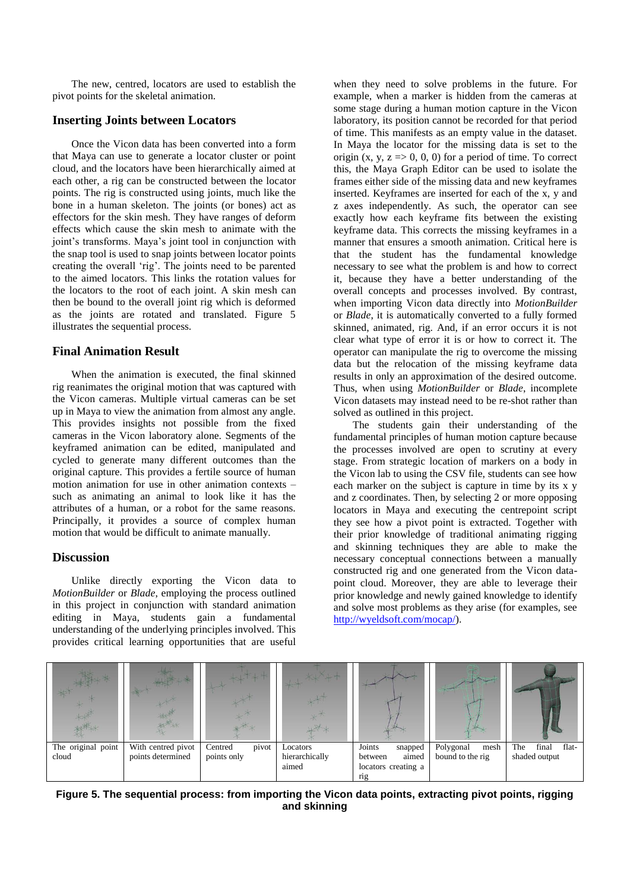The new, centred, locators are used to establish the pivot points for the skeletal animation.

## Inserting Joints between Locators

Once the Vicon data has been converted into a form that Maya can use to generate a locator cluster or point cloud, and the locators have been hierarchically aimed at each other, a rig can be constructed between the locator points. The rig is constructed using joints, much like the bone in a human skeleton. The joints (or bones) act as effectors for the skin mesh. They have ranges of deform effects which cause the skin mesh to animate with the joint's transforms. Maya's joint tool in conjunction with the snap tool is used to snap joints between locator points creating the overall 'rig'. The joints need to be parented to the aimed locators. This links the rotation values for the locators to the root of each joint. A skin mesh can then be bound to the overall joint rig which is deformed as the joints are rotated and translated. Figure 5 illustrates the sequential process.

## Final Animation Result

When the animation is executed, the final skinned rig reanimates the original motion that was captured with the Vicon cameras. Multiple virtual cameras can be set up in Maya to view the animation from almost any angle. This provides insights not possible from the fixed cameras in the Vicon laboratory alone. Segments of the keyframed animation can be edited, manipulated and cycled to generate many different outcomes than the original capture. This provides a fertile source of human motion animation for use in other animation contexts – such as animating an animal to look like it has the attributes of a human, or a robot for the same reasons. Principally, it provides a source of complex human motion that would be difficult to animate manually.

## Discussion

Unlike directly exporting the Vicon data to *MotionBuilder* or *Blade*, employing the process outlined in this project in conjunction with standard animation editing in Maya, students gain a fundamental understanding of the underlying principles involved. This provides critical learning opportunities that are useful when they need to solve problems in the future. For example, when a marker is hidden from the cameras at some stage during a human motion capture in the Vicon laboratory, its position cannot be recorded for that period of time. This manifests as an empty value in the dataset. In Maya the locator for the missing data is set to the origin (x, y, z => 0, 0, 0) for a period of time. To correct this, the Maya Graph Editor can be used to isolate the frames either side of the missing data and new keyframes inserted. Keyframes are inserted for each of the x, y and z axes independently. As such, the operator can see exactly how each keyframe fits between the existing keyframe data. This corrects the missing keyframes in a manner that ensures a smooth animation. Critical here is that the student has the fundamental knowledge necessary to see what the problem is and how to correct it, because they have a better understanding of the overall concepts and processes involved. By contrast, when importing Vicon data directly into *MotionBuilder* or *Blade*, it is automatically converted to a fully formed skinned, animated, rig. And, if an error occurs it is not clear what type of error it is or how to correct it. The operator can manipulate the rig to overcome the missing data but the relocation of the missing keyframe data results in only an approximation of the desired outcome. Thus, when using *MotionBuilder* or *Blade*, incomplete Vicon datasets may instead need to be re-shot rather than solved as outlined in this project.

The students gain their understanding of the fundamental principles of human motion capture because the processes involved are open to scrutiny at every stage. From strategic location of markers on a body in the Vicon lab to using the CSV file, students can see how each marker on the subject is capture in time by its x y and z coordinates. Then, by selecting 2 or more opposing locators in Maya and executing the centrepoint script they see how a pivot point is extracted. Together with their prior knowledge of traditional animating rigging and skinning techniques they are able to make the necessary conceptual connections between a manually constructed rig and one generated from the Vicon data-point cloud. Moreover, they are able to leverage their prior knowledge and newly gained knowledge to identify and solve most problems as they arise (for examples, see http://wyeldsoft.com/mocap/).

| The original point cloud | With centred pivot points determined | Centred pivot points only | Locators hierarchically aimed | Joints snapped between aimed locators creating a rig | Polygonal mesh bound to the rig | The final flat-shaded output |
|---|---|---|---|---|---|---|

**Figure 5. The sequential process: from importing the Vicon data points, extracting pivot points, rigging and skinning**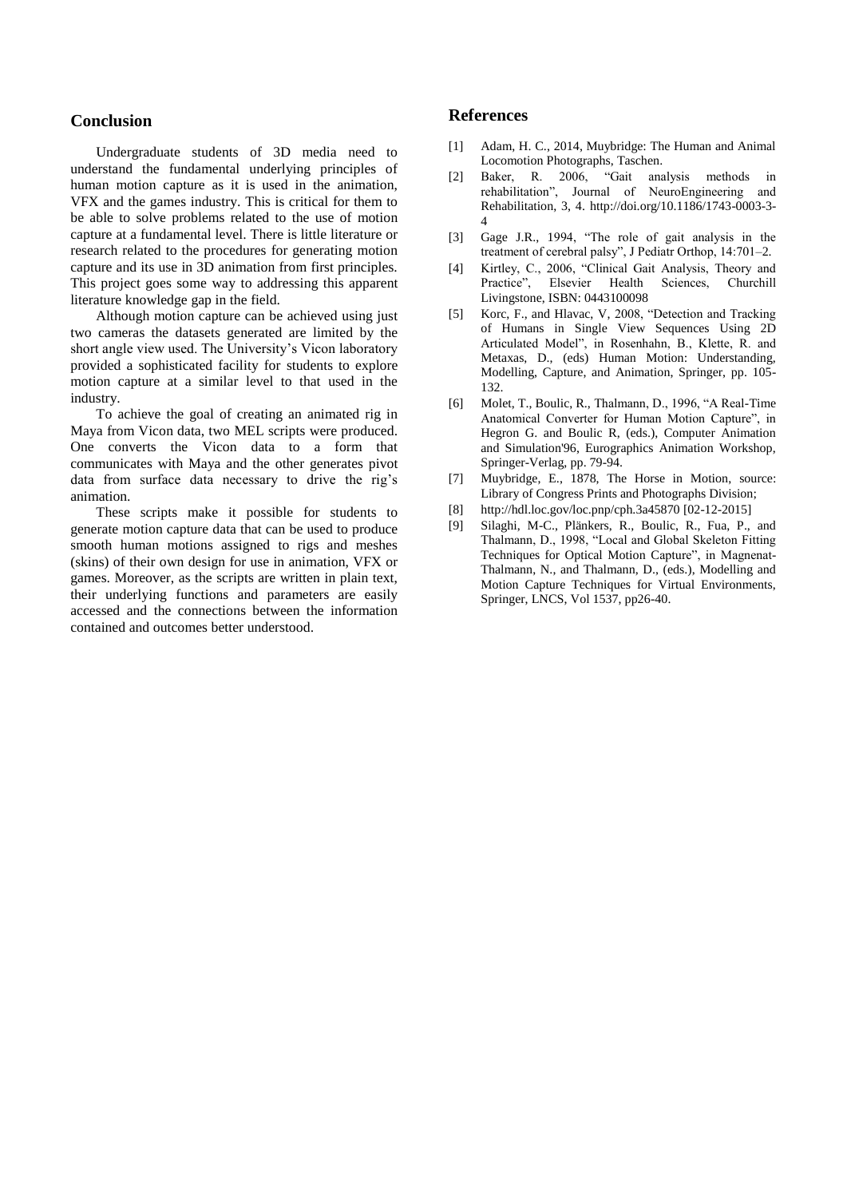## Conclusion

Undergraduate students of 3D media need to understand the fundamental underlying principles of human motion capture as it is used in the animation, VFX and the games industry. This is critical for them to be able to solve problems related to the use of motion capture at a fundamental level. There is little literature or research related to the procedures for generating motion capture and its use in 3D animation from first principles. This project goes some way to addressing this apparent literature knowledge gap in the field.

Although motion capture can be achieved using just two cameras the datasets generated are limited by the short angle view used. The University's Vicon laboratory provided a sophisticated facility for students to explore motion capture at a similar level to that used in the industry.

To achieve the goal of creating an animated rig in Maya from Vicon data, two MEL scripts were produced. One converts the Vicon data to a form that communicates with Maya and the other generates pivot data from surface data necessary to drive the rig's animation.

These scripts make it possible for students to generate motion capture data that can be used to produce smooth human motions assigned to rigs and meshes (skins) of their own design for use in animation, VFX or games. Moreover, as the scripts are written in plain text, their underlying functions and parameters are easily accessed and the connections between the information contained and outcomes better understood.

## References

[1] Adam, H. C., 2014, Muybridge: The Human and Animal Locomotion Photographs, Taschen.

[2] Baker, R. 2006, "Gait analysis methods in rehabilitation", Journal of NeuroEngineering and Rehabilitation, 3, 4. http://doi.org/10.1186/1743-0003-3-4

[3] Gage J.R., 1994, "The role of gait analysis in the treatment of cerebral palsy", J Pediatr Orthop, 14:701–2.

[4] Kirtley, C., 2006, "Clinical Gait Analysis, Theory and Practice", Elsevier Health Sciences, Churchill Livingstone, ISBN: 0443100098

[5] Korc, F., and Hlavac, V, 2008, "Detection and Tracking of Humans in Single View Sequences Using 2D Articulated Model", in Rosenhahn, B., Klette, R. and Metaxas, D., (eds) Human Motion: Understanding, Modelling, Capture, and Animation, Springer, pp. 105-132.

[6] Molet, T., Boulic, R., Thalmann, D., 1996, "A Real-Time Anatomical Converter for Human Motion Capture", in Hegron G. and Boulic R, (eds.), Computer Animation and Simulation'96, Eurographics Animation Workshop, Springer-Verlag, pp. 79-94.

[7] Muybridge, E., 1878, The Horse in Motion, source: Library of Congress Prints and Photographs Division;

[8] http://hdl.loc.gov/loc.pnp/cph.3a45870 [02-12-2015]

[9] Silaghi, M-C., Plänkers, R., Boulic, R., Fua, P., and Thalmann, D., 1998, "Local and Global Skeleton Fitting Techniques for Optical Motion Capture", in Magnenat-Thalmann, N., and Thalmann, D., (eds.), Modelling and Motion Capture Techniques for Virtual Environments, Springer, LNCS, Vol 1537, pp26-40.